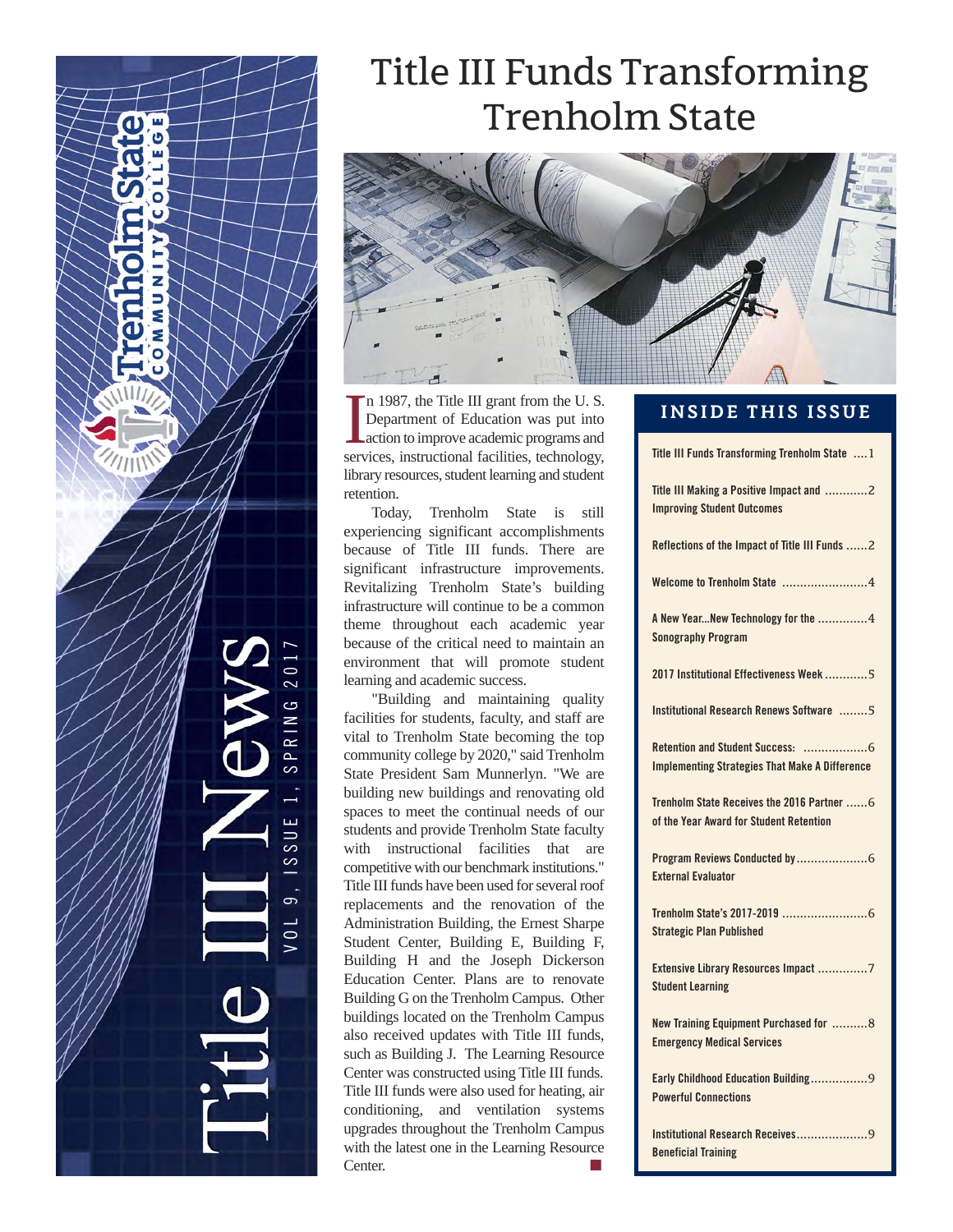Trenholm State Community College

# Title III News

VOL 9, ISSUE 1, SPRING 2017

## Title III Funds Transforming Trenholm State

In 1987, the Title III grant from the U. S. Department of Education was put into action to improve academic programs and services, instructional facilities, technology, library resources, student learning and student retention.

Today, Trenholm State is still experiencing significant accomplishments because of Title III funds. There are significant infrastructure improvements. Revitalizing Trenholm State's building infrastructure will continue to be a common theme throughout each academic year because of the critical need to maintain an environment that will promote student learning and academic success.

"Building and maintaining quality facilities for students, faculty, and staff are vital to Trenholm State becoming the top community college by 2020," said Trenholm State President Sam Munnerlyn. "We are building new buildings and renovating old spaces to meet the continual needs of our students and provide Trenholm State faculty with instructional facilities that are competitive with our benchmark institutions." Title III funds have been used for several roof replacements and the renovation of the Administration Building, the Ernest Sharpe Student Center, Building E, Building F, Building H and the Joseph Dickerson Education Center. Plans are to renovate Building G on the Trenholm Campus. Other buildings located on the Trenholm Campus also received updates with Title III funds, such as Building J. The Learning Resource Center was constructed using Title III funds. Title III funds were also used for heating, air conditioning, and ventilation systems upgrades throughout the Trenholm Campus with the latest one in the Learning Resource Center.

## INSIDE THIS ISSUE

- Title III Funds Transforming Trenholm State .... 1
- Title III Making a Positive Impact and Improving Student Outcomes .... 2
- Reflections of the Impact of Title III Funds .... 2
- Welcome to Trenholm State .... 4
- A New Year...New Technology for the Sonography Program .... 4
- 2017 Institutional Effectiveness Week .... 5
- Institutional Research Renews Software .... 5
- Retention and Student Success: Implementing Strategies That Make A Difference .... 6
- Trenholm State Receives the 2016 Partner of the Year Award for Student Retention .... 6
- Program Reviews Conducted by External Evaluator .... 6
- Trenholm State's 2017-2019 Strategic Plan Published .... 6
- Extensive Library Resources Impact Student Learning .... 7
- New Training Equipment Purchased for Emergency Medical Services .... 8
- Early Childhood Education Building Powerful Connections .... 9
- Institutional Research Receives Beneficial Training .... 9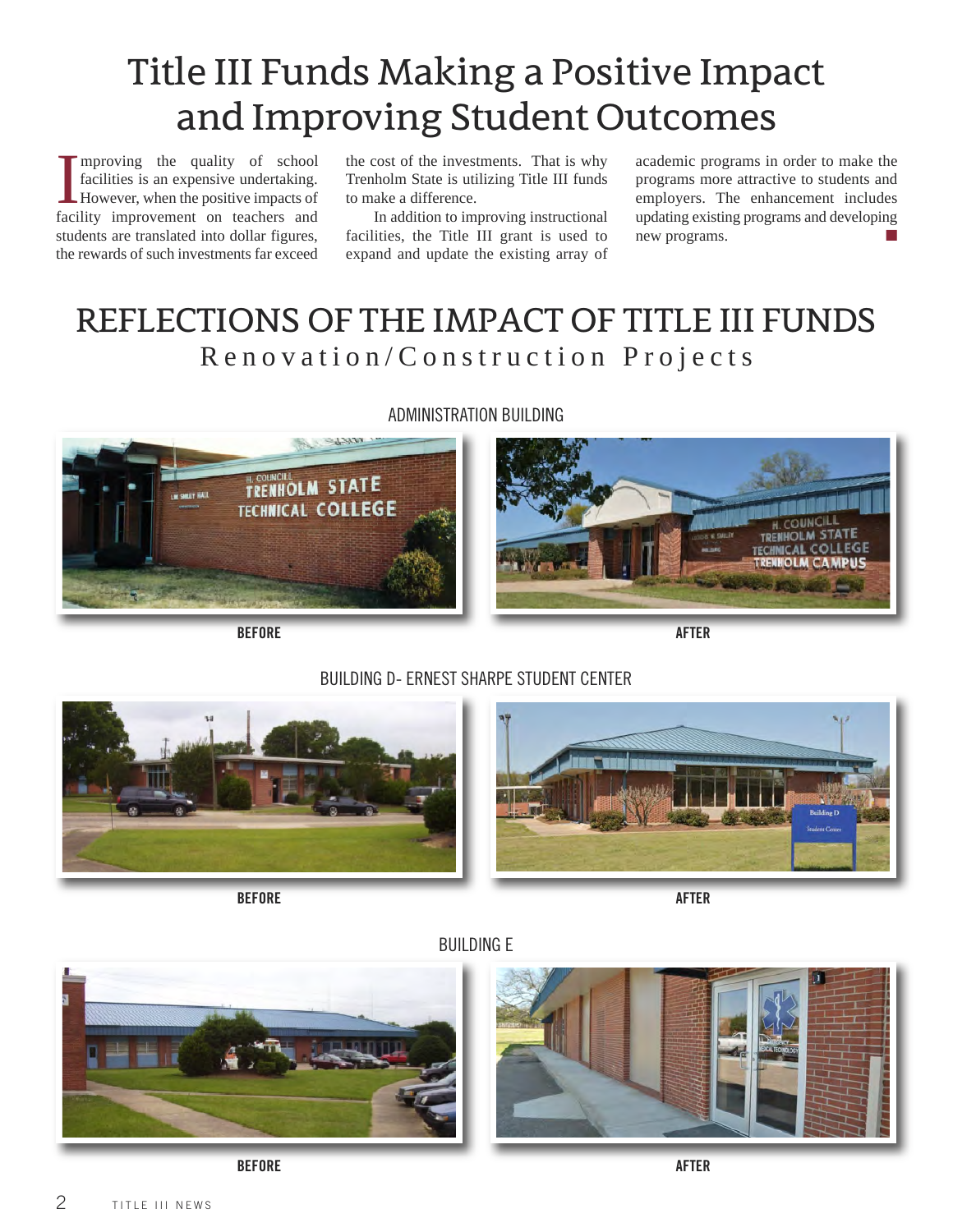# Title III Funds Making a Positive Impact and Improving Student Outcomes

Improving the quality of school facilities is an expensive undertaking. However, when the positive impacts of facility improvement on teachers and students are translated into dollar figures, the rewards of such investments far exceed the cost of the investments. That is why Trenholm State is utilizing Title III funds to make a difference.

In addition to improving instructional facilities, the Title III grant is used to expand and update the existing array of academic programs in order to make the programs more attractive to students and employers. The enhancement includes updating existing programs and developing new programs.

## REFLECTIONS OF THE IMPACT OF TITLE III FUNDS

### Renovation/Construction Projects

ADMINISTRATION BUILDING

**BEFORE**

**AFTER**

BUILDING D- ERNEST SHARPE STUDENT CENTER

**BEFORE**

**AFTER**

BUILDING E

**BEFORE**

**AFTER**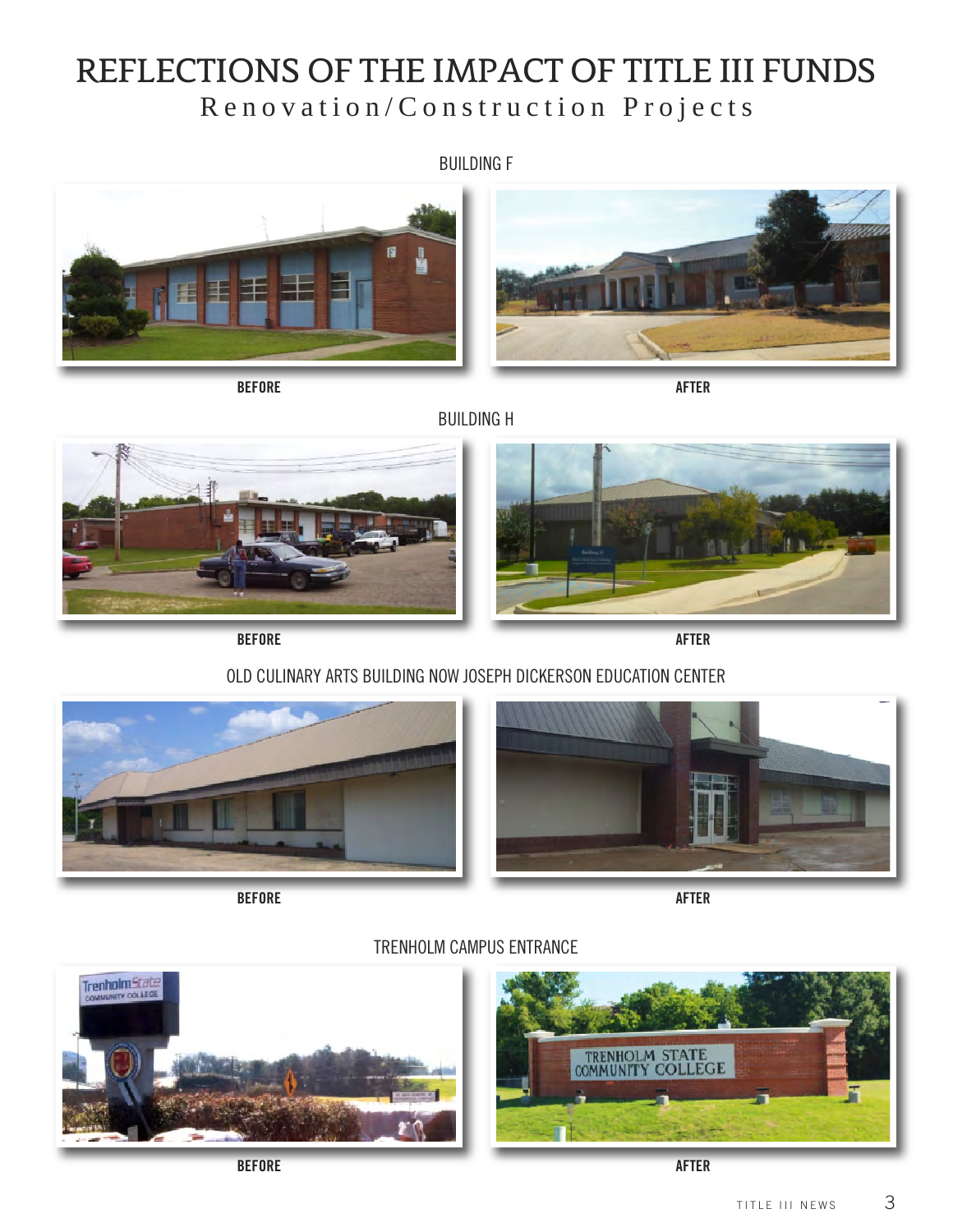# REFLECTIONS OF THE IMPACT OF TITLE III FUNDS

## Renovation/Construction Projects

BUILDING F

BEFORE

AFTER

BUILDING H

BEFORE

AFTER

OLD CULINARY ARTS BUILDING NOW JOSEPH DICKERSON EDUCATION CENTER

BEFORE

AFTER

TRENHOLM CAMPUS ENTRANCE

BEFORE

AFTER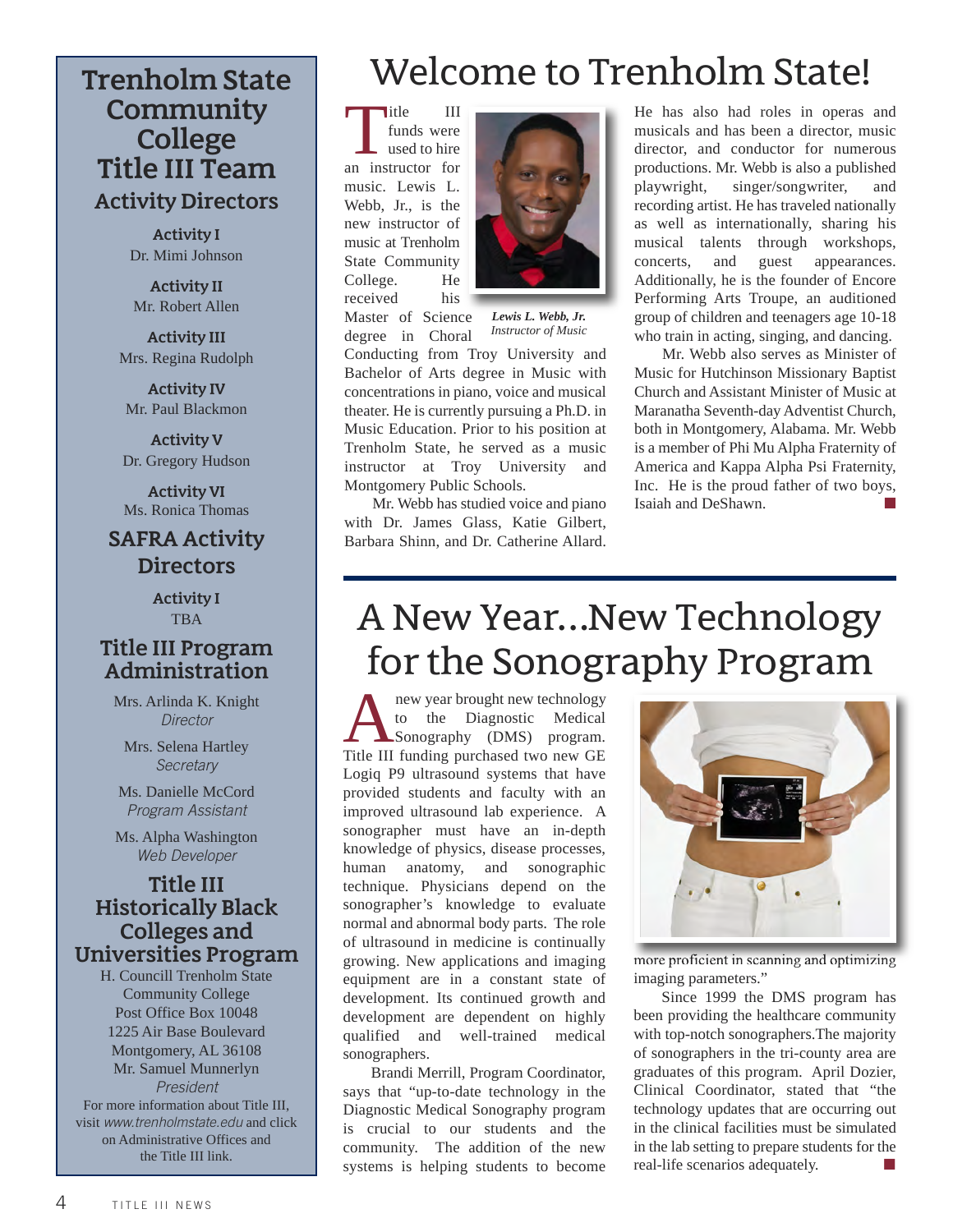# Welcome to Trenholm State!

Title III funds were used to hire an instructor for music. Lewis L. Webb, Jr., is the new instructor of music at Trenholm State Community College. He received his Master of Science degree in Choral Conducting from Troy University and Bachelor of Arts degree in Music with concentrations in piano, voice and musical theater. He is currently pursuing a Ph.D. in Music Education. Prior to his position at Trenholm State, he served as a music instructor at Troy University and Montgomery Public Schools.

***Lewis L. Webb, Jr.***
*Instructor of Music*

Mr. Webb has studied voice and piano with Dr. James Glass, Katie Gilbert, Barbara Shinn, and Dr. Catherine Allard. He has also had roles in operas and musicals and has been a director, music director, and conductor for numerous productions. Mr. Webb is also a published playwright, singer/songwriter, and recording artist. He has traveled nationally as well as internationally, sharing his musical talents through workshops, concerts, and guest appearances. Additionally, he is the founder of Encore Performing Arts Troupe, an auditioned group of children and teenagers age 10-18 who train in acting, singing, and dancing.

Mr. Webb also serves as Minister of Music for Hutchinson Missionary Baptist Church and Assistant Minister of Music at Maranatha Seventh-day Adventist Church, both in Montgomery, Alabama. Mr. Webb is a member of Phi Mu Alpha Fraternity of America and Kappa Alpha Psi Fraternity, Inc. He is the proud father of two boys, Isaiah and DeShawn.

# A New Year...New Technology for the Sonography Program

A new year brought new technology to the Diagnostic Medical Sonography (DMS) program. Title III funding purchased two new GE Logiq P9 ultrasound systems that have provided students and faculty with an improved ultrasound lab experience. A sonographer must have an in-depth knowledge of physics, disease processes, human anatomy, and sonographic technique. Physicians depend on the sonographer's knowledge to evaluate normal and abnormal body parts. The role of ultrasound in medicine is continually growing. New applications and imaging equipment are in a constant state of development. Its continued growth and development are dependent on highly qualified and well-trained medical sonographers.

Brandi Merrill, Program Coordinator, says that "up-to-date technology in the Diagnostic Medical Sonography program is crucial to our students and the community. The addition of the new systems is helping students to become more proficient in scanning and optimizing imaging parameters."

Since 1999 the DMS program has been providing the healthcare community with top-notch sonographers.The majority of sonographers in the tri-county area are graduates of this program. April Dozier, Clinical Coordinator, stated that "the technology updates that are occurring out in the clinical facilities must be simulated in the lab setting to prepare students for the real-life scenarios adequately.

## Trenholm State Community College Title III Team

### Activity Directors

**Activity I**
Dr. Mimi Johnson

**Activity II**
Mr. Robert Allen

**Activity III**
Mrs. Regina Rudolph

**Activity IV**
Mr. Paul Blackmon

**Activity V**
Dr. Gregory Hudson

**Activity VI**
Ms. Ronica Thomas

### SAFRA Activity Directors

**Activity I**
TBA

### Title III Program Administration

Mrs. Arlinda K. Knight
*Director*

Mrs. Selena Hartley
*Secretary*

Ms. Danielle McCord
*Program Assistant*

Ms. Alpha Washington
*Web Developer*

### Title III Historically Black Colleges and Universities Program

H. Councill Trenholm State Community College
Post Office Box 10048
1225 Air Base Boulevard
Montgomery, AL 36108
Mr. Samuel Munnerlyn
*President*

For more information about Title III, visit *www.trenholmstate.edu* and click on Administrative Offices and the Title III link.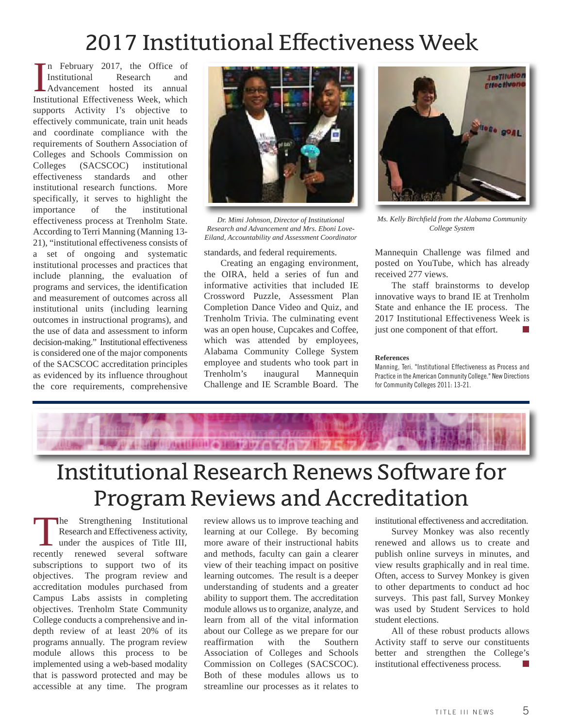# 2017 Institutional Effectiveness Week

In February 2017, the Office of Institutional Research and Advancement hosted its annual Institutional Effectiveness Week, which supports Activity I's objective to effectively communicate, train unit heads and coordinate compliance with the requirements of Southern Association of Colleges and Schools Commission on Colleges (SACSCOC) institutional effectiveness standards and other institutional research functions. More specifically, it serves to highlight the importance of the institutional effectiveness process at Trenholm State. According to Terri Manning (Manning 13-21), "institutional effectiveness consists of a set of ongoing and systematic institutional processes and practices that include planning, the evaluation of programs and services, the identification and measurement of outcomes across all institutional units (including learning outcomes in instructional programs), and the use of data and assessment to inform decision-making." Institutional effectiveness is considered one of the major components of the SACSCOC accreditation principles as evidenced by its influence throughout the core requirements, comprehensive standards, and federal requirements.

*Dr. Mimi Johnson, Director of Institutional Research and Advancement and Mrs. Eboni Love-Eiland, Accountability and Assessment Coordinator*

*Ms. Kelly Birchfield from the Alabama Community College System*

Creating an engaging environment, the OIRA, held a series of fun and informative activities that included IE Crossword Puzzle, Assessment Plan Completion Dance Video and Quiz, and Trenholm Trivia. The culminating event was an open house, Cupcakes and Coffee, which was attended by employees, Alabama Community College System employee and students who took part in Trenholm's inaugural Mannequin Challenge and IE Scramble Board. The Mannequin Challenge was filmed and posted on YouTube, which has already received 277 views.

The staff brainstorms to develop innovative ways to brand IE at Trenholm State and enhance the IE process. The 2017 Institutional Effectiveness Week is just one component of that effort.

**References**

Manning, Teri. "Institutional Effectiveness as Process and Practice in the American Community College." New Directions for Community Colleges 2011: 13-21.

# Institutional Research Renews Software for Program Reviews and Accreditation

The Strengthening Institutional Research and Effectiveness activity, under the auspices of Title III, recently renewed several software subscriptions to support two of its objectives. The program review and accreditation modules purchased from Campus Labs assists in completing objectives. Trenholm State Community College conducts a comprehensive and in-depth review of at least 20% of its programs annually. The program review module allows this process to be implemented using a web-based modality that is password protected and may be accessible at any time. The program review allows us to improve teaching and learning at our College. By becoming more aware of their instructional habits and methods, faculty can gain a clearer view of their teaching impact on positive learning outcomes. The result is a deeper understanding of students and a greater ability to support them. The accreditation module allows us to organize, analyze, and learn from all of the vital information about our College as we prepare for our reaffirmation with the Southern Association of Colleges and Schools Commission on Colleges (SACSCOC). Both of these modules allows us to streamline our processes as it relates to institutional effectiveness and accreditation.

Survey Monkey was also recently renewed and allows us to create and publish online surveys in minutes, and view results graphically and in real time. Often, access to Survey Monkey is given to other departments to conduct ad hoc surveys. This past fall, Survey Monkey was used by Student Services to hold student elections.

All of these robust products allows Activity staff to serve our constituents better and strengthen the College's institutional effectiveness process.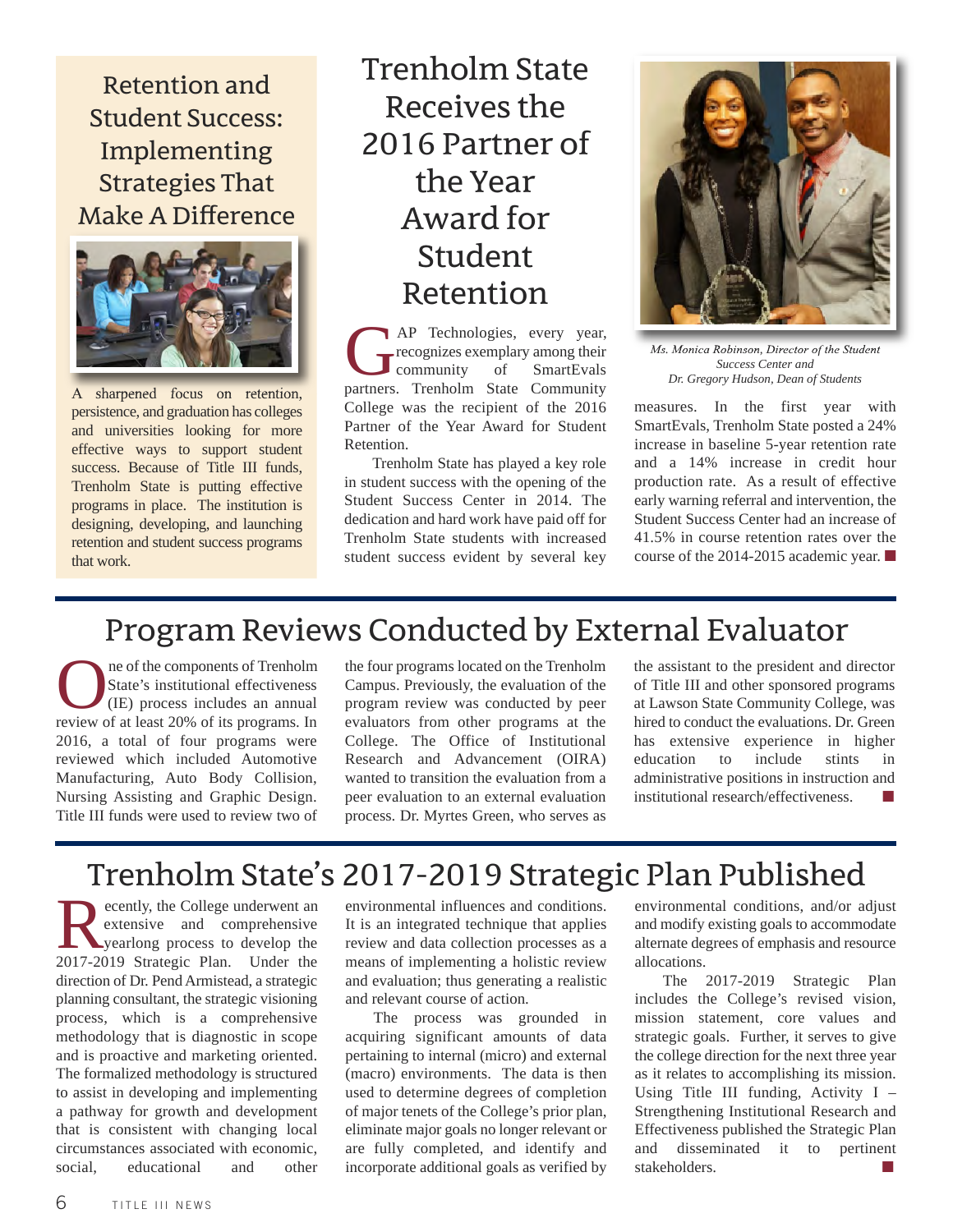## Retention and Student Success: Implementing Strategies That Make A Difference

A sharpened focus on retention, persistence, and graduation has colleges and universities looking for more effective ways to support student success. Because of Title III funds, Trenholm State is putting effective programs in place. The institution is designing, developing, and launching retention and student success programs that work.

## Trenholm State Receives the 2016 Partner of the Year Award for Student Retention

GAP Technologies, every year, recognizes exemplary among their community of SmartEvals partners. Trenholm State Community College was the recipient of the 2016 Partner of the Year Award for Student Retention.

Trenholm State has played a key role in student success with the opening of the Student Success Center in 2014. The dedication and hard work have paid off for Trenholm State students with increased student success evident by several key measures. In the first year with SmartEvals, Trenholm State posted a 24% increase in baseline 5-year retention rate and a 14% increase in credit hour production rate. As a result of effective early warning referral and intervention, the Student Success Center had an increase of 41.5% in course retention rates over the course of the 2014-2015 academic year.

*Ms. Monica Robinson, Director of the Student Success Center and Dr. Gregory Hudson, Dean of Students*

## Program Reviews Conducted by External Evaluator

One of the components of Trenholm State's institutional effectiveness (IE) process includes an annual review of at least 20% of its programs. In 2016, a total of four programs were reviewed which included Automotive Manufacturing, Auto Body Collision, Nursing Assisting and Graphic Design. Title III funds were used to review two of the four programs located on the Trenholm Campus. Previously, the evaluation of the program review was conducted by peer evaluators from other programs at the College. The Office of Institutional Research and Advancement (OIRA) wanted to transition the evaluation from a peer evaluation to an external evaluation process. Dr. Myrtes Green, who serves as the assistant to the president and director of Title III and other sponsored programs at Lawson State Community College, was hired to conduct the evaluations. Dr. Green has extensive experience in higher education to include stints in administrative positions in instruction and institutional research/effectiveness.

## Trenholm State's 2017-2019 Strategic Plan Published

Recently, the College underwent an extensive and comprehensive yearlong process to develop the 2017-2019 Strategic Plan. Under the direction of Dr. Pend Armistead, a strategic planning consultant, the strategic visioning process, which is a comprehensive methodology that is diagnostic in scope and is proactive and marketing oriented. The formalized methodology is structured to assist in developing and implementing a pathway for growth and development that is consistent with changing local circumstances associated with economic, social, educational and other environmental influences and conditions. It is an integrated technique that applies review and data collection processes as a means of implementing a holistic review and evaluation; thus generating a realistic and relevant course of action.

The process was grounded in acquiring significant amounts of data pertaining to internal (micro) and external (macro) environments. The data is then used to determine degrees of completion of major tenets of the College's prior plan, eliminate major goals no longer relevant or are fully completed, and identify and incorporate additional goals as verified by environmental conditions, and/or adjust and modify existing goals to accommodate alternate degrees of emphasis and resource allocations.

The 2017-2019 Strategic Plan includes the College's revised vision, mission statement, core values and strategic goals. Further, it serves to give the college direction for the next three year as it relates to accomplishing its mission. Using Title III funding, Activity I – Strengthening Institutional Research and Effectiveness published the Strategic Plan and disseminated it to pertinent stakeholders.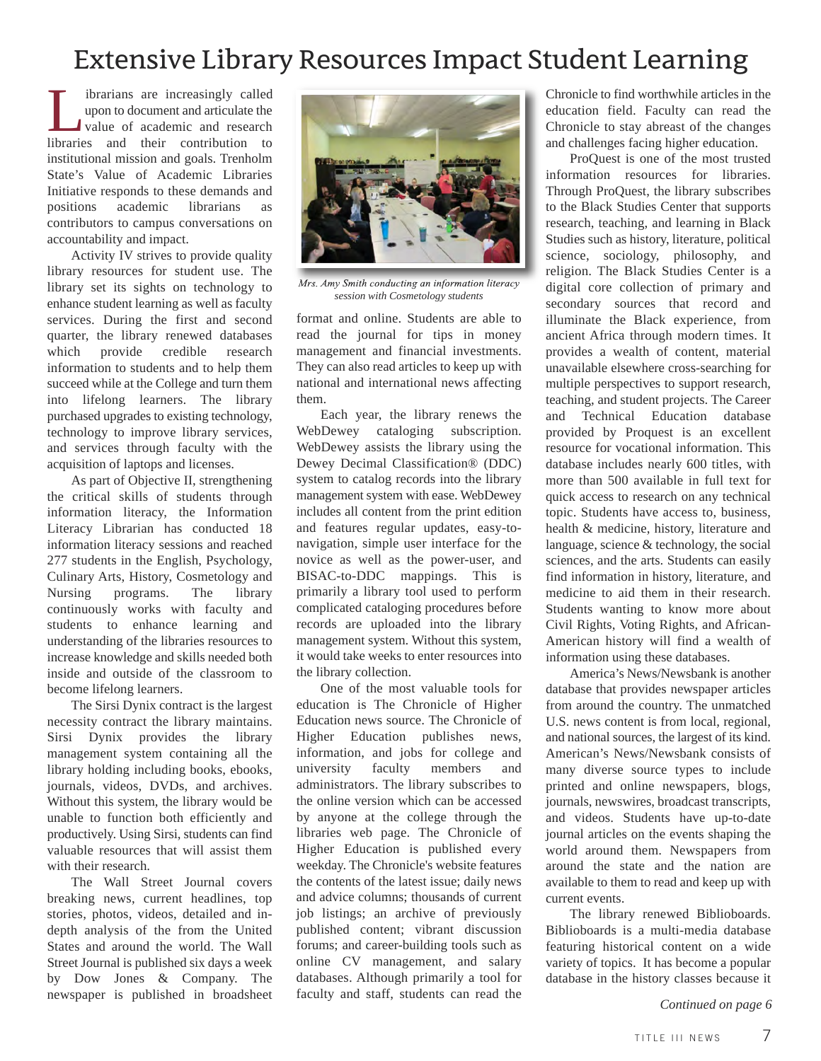# Extensive Library Resources Impact Student Learning

Librarians are increasingly called upon to document and articulate the value of academic and research libraries and their contribution to institutional mission and goals. Trenholm State's Value of Academic Libraries Initiative responds to these demands and positions academic librarians as contributors to campus conversations on accountability and impact.

Activity IV strives to provide quality library resources for student use. The library set its sights on technology to enhance student learning as well as faculty services. During the first and second quarter, the library renewed databases which provide credible research information to students and to help them succeed while at the College and turn them into lifelong learners. The library purchased upgrades to existing technology, technology to improve library services, and services through faculty with the acquisition of laptops and licenses.

As part of Objective II, strengthening the critical skills of students through information literacy, the Information Literacy Librarian has conducted 18 information literacy sessions and reached 277 students in the English, Psychology, Culinary Arts, History, Cosmetology and Nursing programs. The library continuously works with faculty and students to enhance learning and understanding of the libraries resources to increase knowledge and skills needed both inside and outside of the classroom to become lifelong learners.

The Sirsi Dynix contract is the largest necessity contract the library maintains. Sirsi Dynix provides the library management system containing all the library holding including books, ebooks, journals, videos, DVDs, and archives. Without this system, the library would be unable to function both efficiently and productively. Using Sirsi, students can find valuable resources that will assist them with their research.

The Wall Street Journal covers breaking news, current headlines, top stories, photos, videos, detailed and in-depth analysis of the from the United States and around the world. The Wall Street Journal is published six days a week by Dow Jones & Company. The newspaper is published in broadsheet format and online. Students are able to read the journal for tips in money management and financial investments. They can also read articles to keep up with national and international news affecting them.

*Mrs. Amy Smith conducting an information literacy session with Cosmetology students*

Each year, the library renews the WebDewey cataloging subscription. WebDewey assists the library using the Dewey Decimal Classification® (DDC) system to catalog records into the library management system with ease. WebDewey includes all content from the print edition and features regular updates, easy-to-navigation, simple user interface for the novice as well as the power-user, and BISAC-to-DDC mappings. This is primarily a library tool used to perform complicated cataloging procedures before records are uploaded into the library management system. Without this system, it would take weeks to enter resources into the library collection.

One of the most valuable tools for education is The Chronicle of Higher Education news source. The Chronicle of Higher Education publishes news, information, and jobs for college and university faculty members and administrators. The library subscribes to the online version which can be accessed by anyone at the college through the libraries web page. The Chronicle of Higher Education is published every weekday. The Chronicle's website features the contents of the latest issue; daily news and advice columns; thousands of current job listings; an archive of previously published content; vibrant discussion forums; and career-building tools such as online CV management, and salary databases. Although primarily a tool for faculty and staff, students can read the Chronicle to find worthwhile articles in the education field. Faculty can read the Chronicle to stay abreast of the changes and challenges facing higher education.

ProQuest is one of the most trusted information resources for libraries. Through ProQuest, the library subscribes to the Black Studies Center that supports research, teaching, and learning in Black Studies such as history, literature, political science, sociology, philosophy, and religion. The Black Studies Center is a digital core collection of primary and secondary sources that record and illuminate the Black experience, from ancient Africa through modern times. It provides a wealth of content, material unavailable elsewhere cross-searching for multiple perspectives to support research, teaching, and student projects. The Career and Technical Education database provided by Proquest is an excellent resource for vocational information. This database includes nearly 600 titles, with more than 500 available in full text for quick access to research on any technical topic. Students have access to, business, health & medicine, history, literature and language, science & technology, the social sciences, and the arts. Students can easily find information in history, literature, and medicine to aid them in their research. Students wanting to know more about Civil Rights, Voting Rights, and African-American history will find a wealth of information using these databases.

America's News/Newsbank is another database that provides newspaper articles from around the country. The unmatched U.S. news content is from local, regional, and national sources, the largest of its kind. American's News/Newsbank consists of many diverse source types to include printed and online newspapers, blogs, journals, newswires, broadcast transcripts, and videos. Students have up-to-date journal articles on the events shaping the world around them. Newspapers from around the state and the nation are available to them to read and keep up with current events.

The library renewed Biblioboards. Biblioboards is a multi-media database featuring historical content on a wide variety of topics. It has become a popular database in the history classes because it

*Continued on page 6*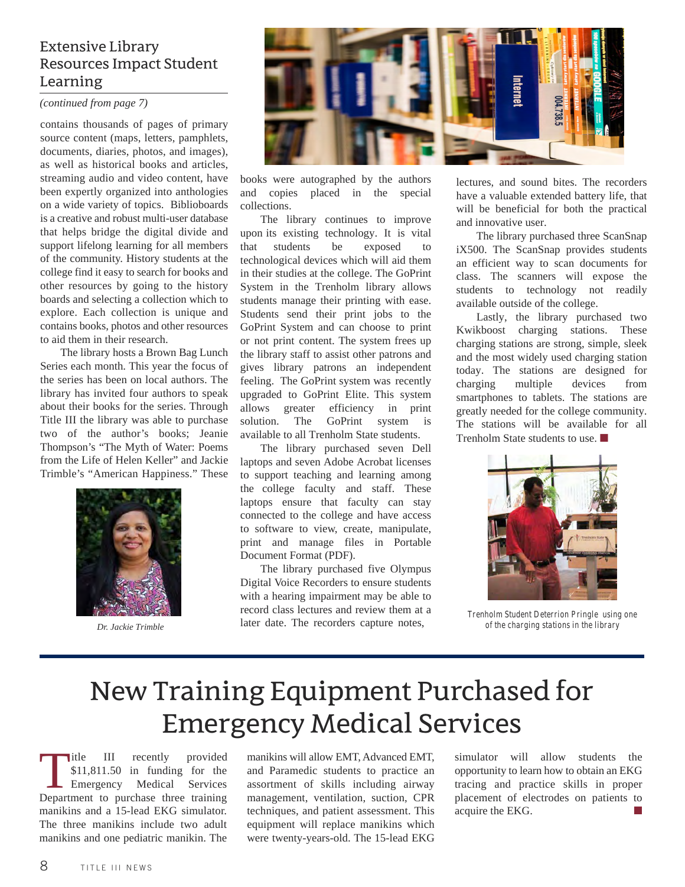## Extensive Library Resources Impact Student Learning

*(continued from page 7)*

contains thousands of pages of primary source content (maps, letters, pamphlets, documents, diaries, photos, and images), as well as historical books and articles, streaming audio and video content, have been expertly organized into anthologies on a wide variety of topics. Biblioboards is a creative and robust multi-user database that helps bridge the digital divide and support lifelong learning for all members of the community. History students at the college find it easy to search for books and other resources by going to the history boards and selecting a collection which to explore. Each collection is unique and contains books, photos and other resources to aid them in their research.

The library hosts a Brown Bag Lunch Series each month. This year the focus of the series has been on local authors. The library has invited four authors to speak about their books for the series. Through Title III the library was able to purchase two of the author's books; Jeanie Thompson's "The Myth of Water: Poems from the Life of Helen Keller" and Jackie Trimble's "American Happiness." These books were autographed by the authors and copies placed in the special collections.

*Dr. Jackie Trimble*

The library continues to improve upon its existing technology. It is vital that students be exposed to technological devices which will aid them in their studies at the college. The GoPrint System in the Trenholm library allows students manage their printing with ease. Students send their print jobs to the GoPrint System and can choose to print or not print content. The system frees up the library staff to assist other patrons and gives library patrons an independent feeling. The GoPrint system was recently upgraded to GoPrint Elite. This system allows greater efficiency in print solution. The GoPrint system is available to all Trenholm State students.

The library purchased seven Dell laptops and seven Adobe Acrobat licenses to support teaching and learning among the college faculty and staff. These laptops ensure that faculty can stay connected to the college and have access to software to view, create, manipulate, print and manage files in Portable Document Format (PDF).

The library purchased five Olympus Digital Voice Recorders to ensure students with a hearing impairment may be able to record class lectures and review them at a later date. The recorders capture notes, lectures, and sound bites. The recorders have a valuable extended battery life, that will be beneficial for both the practical and innovative user.

The library purchased three ScanSnap iX500. The ScanSnap provides students an efficient way to scan documents for class. The scanners will expose the students to technology not readily available outside of the college.

Lastly, the library purchased two Kwikboost charging stations. These charging stations are strong, simple, sleek and the most widely used charging station today. The stations are designed for charging multiple devices from smartphones to tablets. The stations are greatly needed for the college community. The stations will be available for all Trenholm State students to use. ■

*Trenholm Student Deterrion Pringle using one of the charging stations in the library*

# New Training Equipment Purchased for Emergency Medical Services

Title III recently provided $11,811.50 in funding for the Emergency Medical Services Department to purchase three training manikins and a 15-lead EKG simulator. The three manikins include two adult manikins and one pediatric manikin. The manikins will allow EMT, Advanced EMT, and Paramedic students to practice an assortment of skills including airway management, ventilation, suction, CPR techniques, and patient assessment. This equipment will replace manikins which were twenty-years-old. The 15-lead EKG simulator will allow students the opportunity to learn how to obtain an EKG tracing and practice skills in proper placement of electrodes on patients to acquire the EKG. ■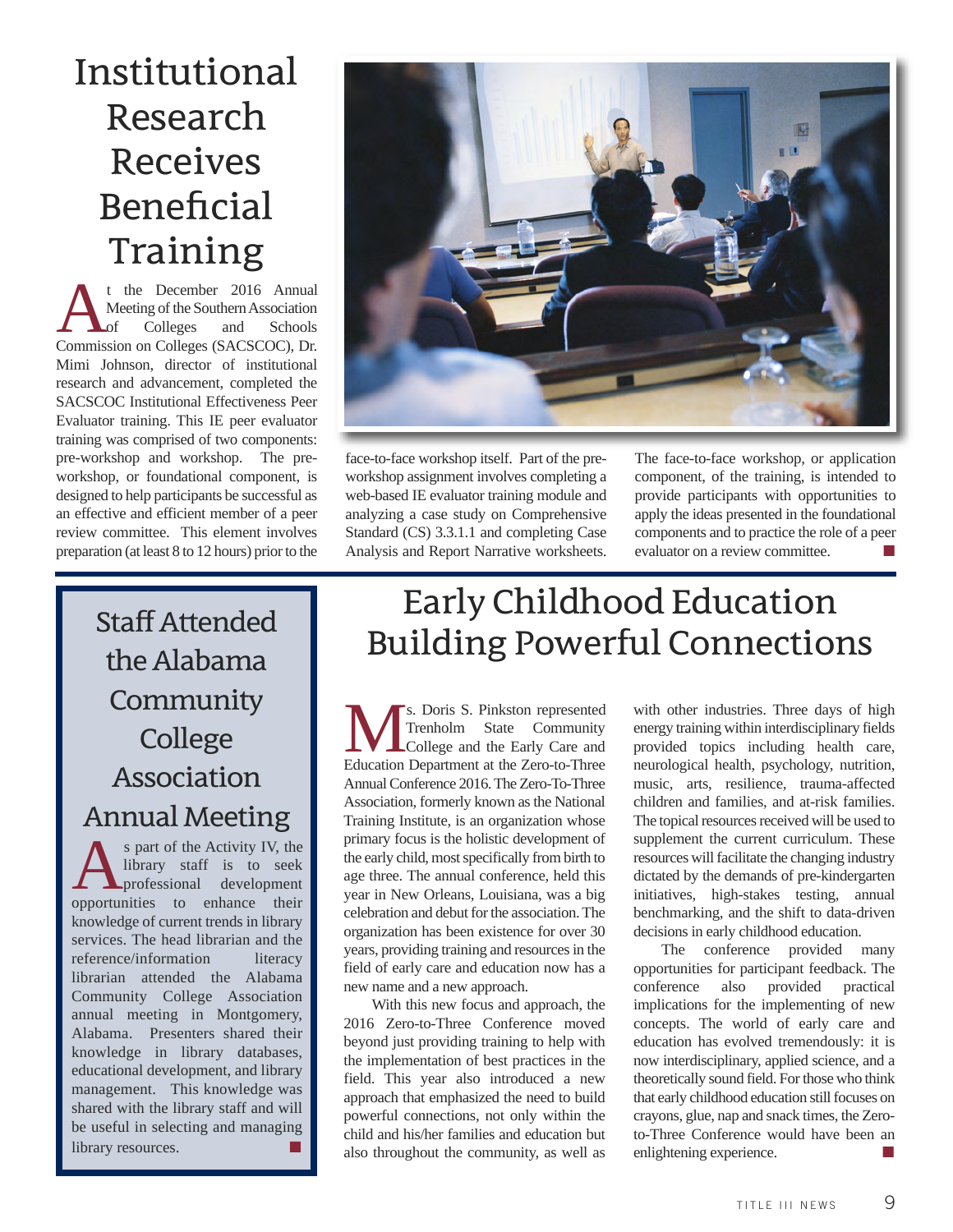# Institutional Research Receives Beneficial Training

At the December 2016 Annual Meeting of the Southern Association of Colleges and Schools Commission on Colleges (SACSCOC), Dr. Mimi Johnson, director of institutional research and advancement, completed the SACSCOC Institutional Effectiveness Peer Evaluator training. This IE peer evaluator training was comprised of two components: pre-workshop and workshop. The pre-workshop, or foundational component, is designed to help participants be successful as an effective and efficient member of a peer review committee. This element involves preparation (at least 8 to 12 hours) prior to the face-to-face workshop itself. Part of the pre-workshop assignment involves completing a web-based IE evaluator training module and analyzing a case study on Comprehensive Standard (CS) 3.3.1.1 and completing Case Analysis and Report Narrative worksheets. The face-to-face workshop, or application component, of the training, is intended to provide participants with opportunities to apply the ideas presented in the foundational components and to practice the role of a peer evaluator on a review committee.

## Staff Attended the Alabama Community College Association Annual Meeting

As part of the Activity IV, the library staff is to seek professional development opportunities to enhance their knowledge of current trends in library services. The head librarian and the reference/information literacy librarian attended the Alabama Community College Association annual meeting in Montgomery, Alabama. Presenters shared their knowledge in library databases, educational development, and library management. This knowledge was shared with the library staff and will be useful in selecting and managing library resources.

# Early Childhood Education Building Powerful Connections

Ms. Doris S. Pinkston represented Trenholm State Community College and the Early Care and Education Department at the Zero-to-Three Annual Conference 2016. The Zero-To-Three Association, formerly known as the National Training Institute, is an organization whose primary focus is the holistic development of the early child, most specifically from birth to age three. The annual conference, held this year in New Orleans, Louisiana, was a big celebration and debut for the association. The organization has been existence for over 30 years, providing training and resources in the field of early care and education now has a new name and a new approach.

With this new focus and approach, the 2016 Zero-to-Three Conference moved beyond just providing training to help with the implementation of best practices in the field. This year also introduced a new approach that emphasized the need to build powerful connections, not only within the child and his/her families and education but also throughout the community, as well as with other industries. Three days of high energy training within interdisciplinary fields provided topics including health care, neurological health, psychology, nutrition, music, arts, resilience, trauma-affected children and families, and at-risk families. The topical resources received will be used to supplement the current curriculum. These resources will facilitate the changing industry dictated by the demands of pre-kindergarten initiatives, high-stakes testing, annual benchmarking, and the shift to data-driven decisions in early childhood education.

The conference provided many opportunities for participant feedback. The conference also provided practical implications for the implementing of new concepts. The world of early care and education has evolved tremendously: it is now interdisciplinary, applied science, and a theoretically sound field. For those who think that early childhood education still focuses on crayons, glue, nap and snack times, the Zero-to-Three Conference would have been an enlightening experience.